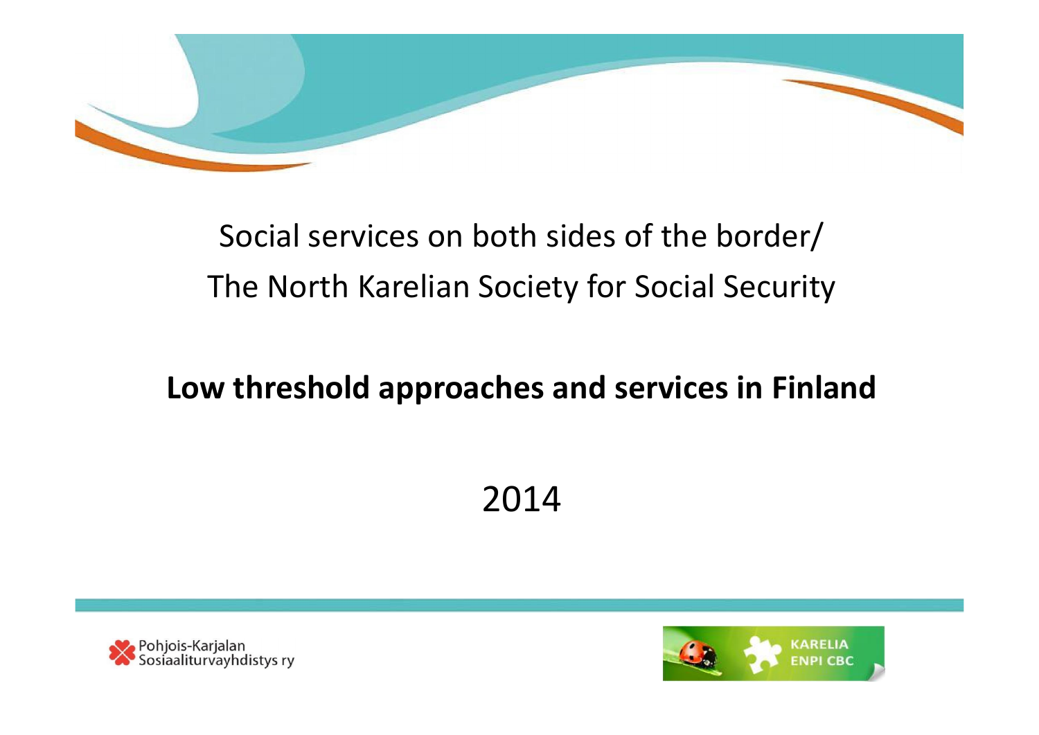Social services on both sides of the border/
The North Karelian Society for Social Security

# Low threshold approaches and services in Finland

2014

Pohjois-Karjalan Sosiaaliturvayhdistys ry

KARELIA ENPI CBC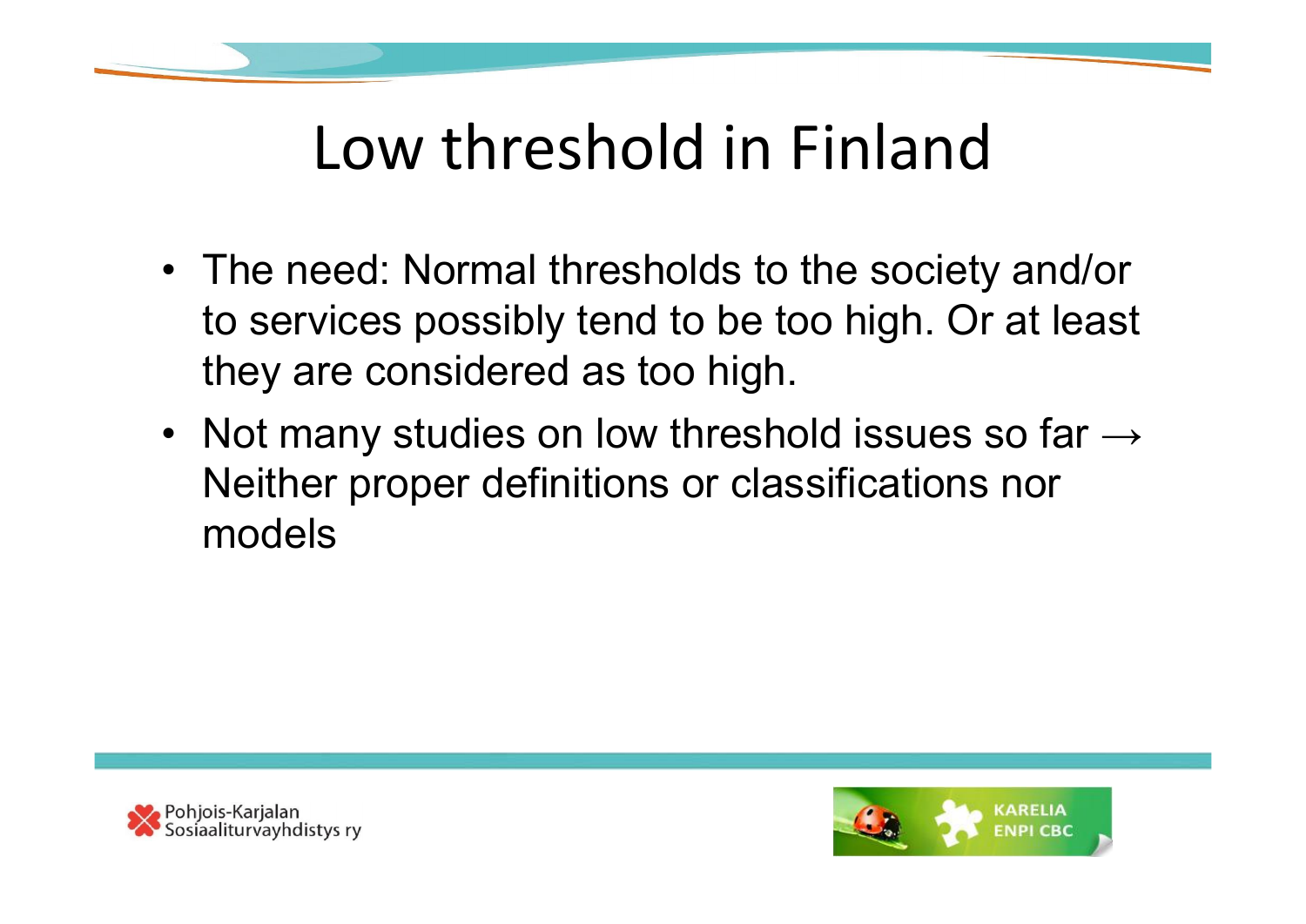# Low threshold in Finland

- The need: Normal thresholds to the society and/or to services possibly tend to be too high. Or at least they are considered as too high.
- Not many studies on low threshold issues so far → Neither proper definitions or classifications nor models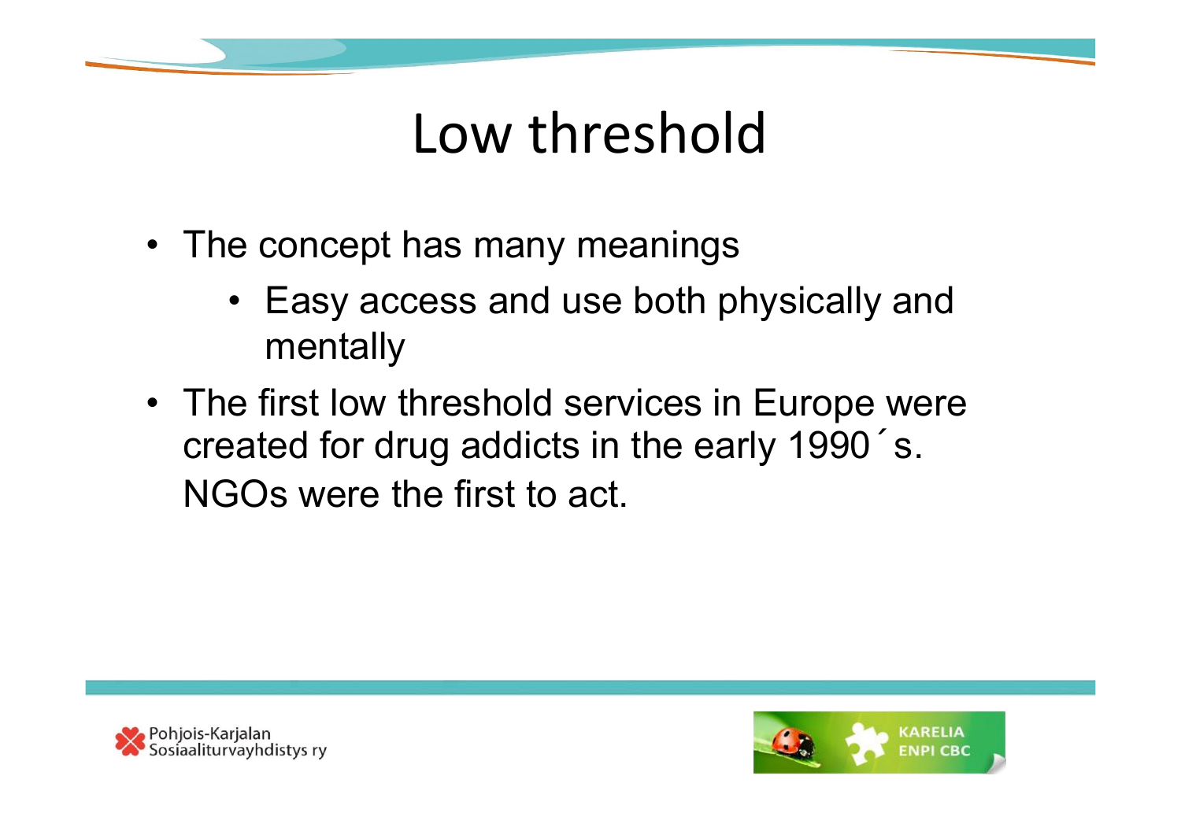# Low threshold

- The concept has many meanings
    - Easy access and use both physically and mentally
- The first low threshold services in Europe were created for drug addicts in the early 1990´s. NGOs were the first to act.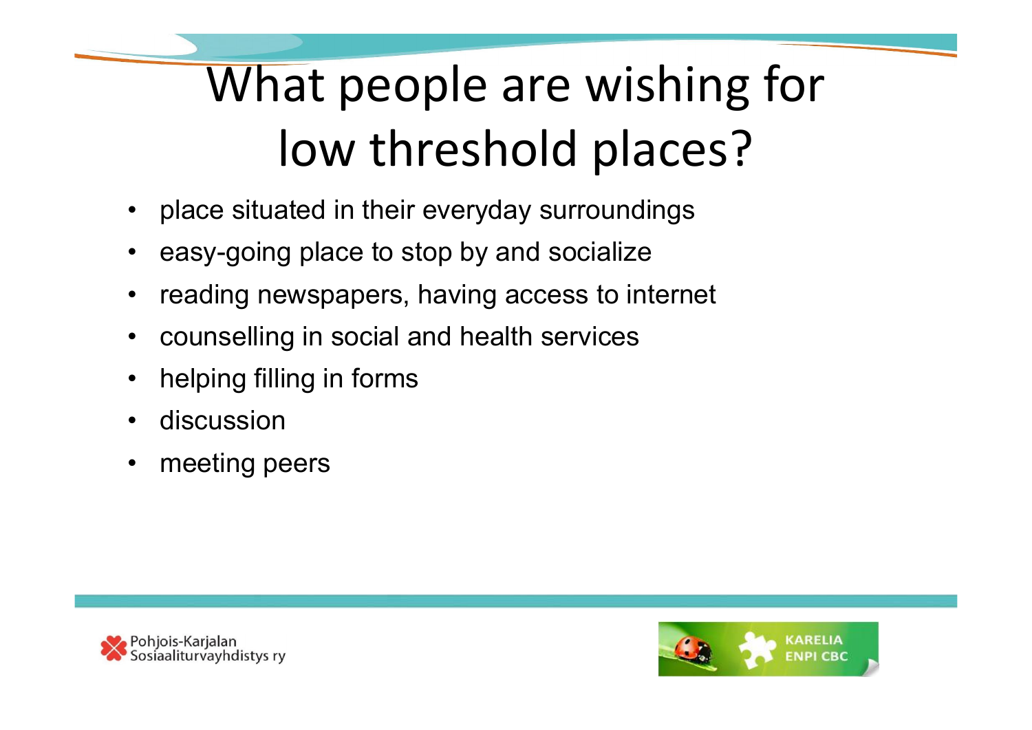# What people are wishing for low threshold places?

- place situated in their everyday surroundings
- easy-going place to stop by and socialize
- reading newspapers, having access to internet
- counselling in social and health services
- helping filling in forms
- discussion
- meeting peers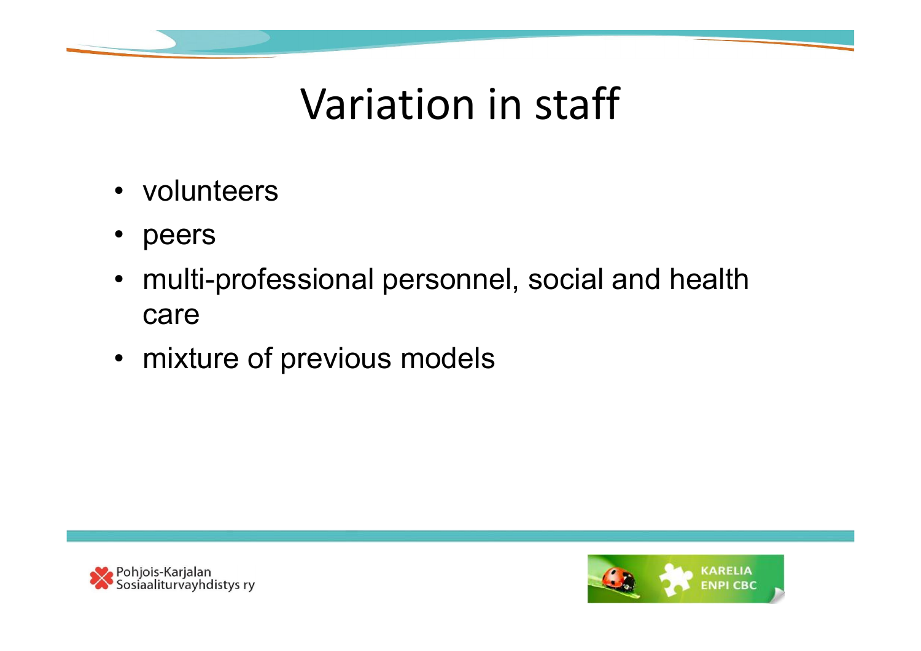# Variation in staff

- volunteers
- peers
- multi-professional personnel, social and health care
- mixture of previous models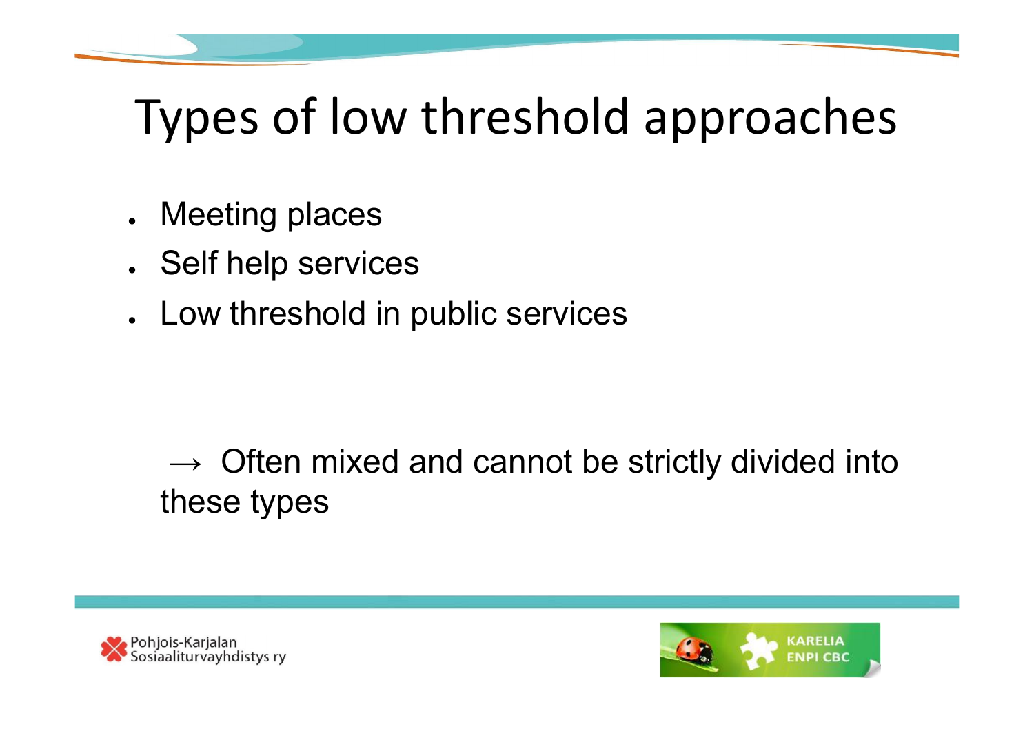# Types of low threshold approaches

- Meeting places
- Self help services
- Low threshold in public services

→ Often mixed and cannot be strictly divided into these types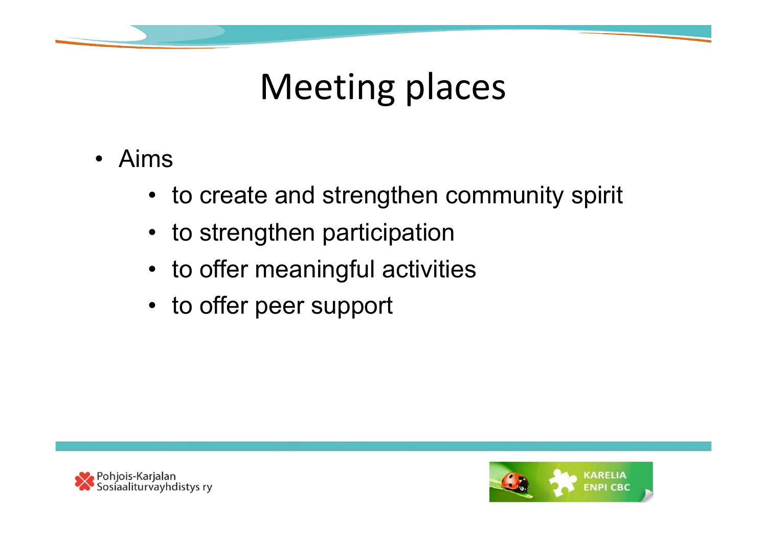# Meeting places

- Aims
  - to create and strengthen community spirit
  - to strengthen participation
  - to offer meaningful activities
  - to offer peer support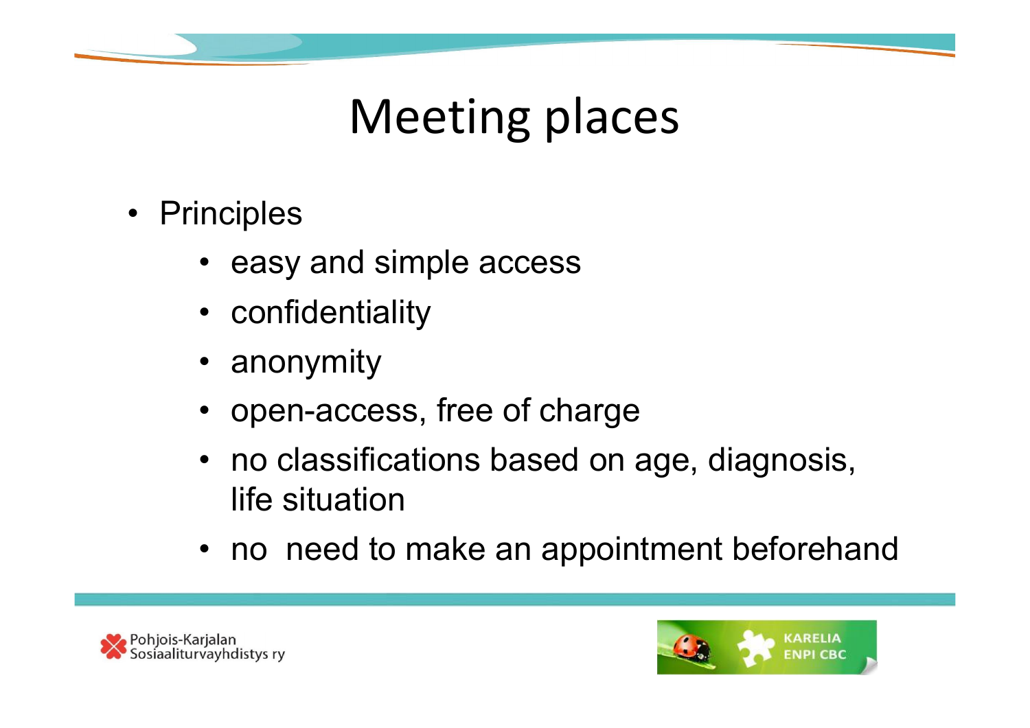# Meeting places

- Principles
  - easy and simple access
  - confidentiality
  - anonymity
  - open-access, free of charge
  - no classifications based on age, diagnosis, life situation
  - no  need to make an appointment beforehand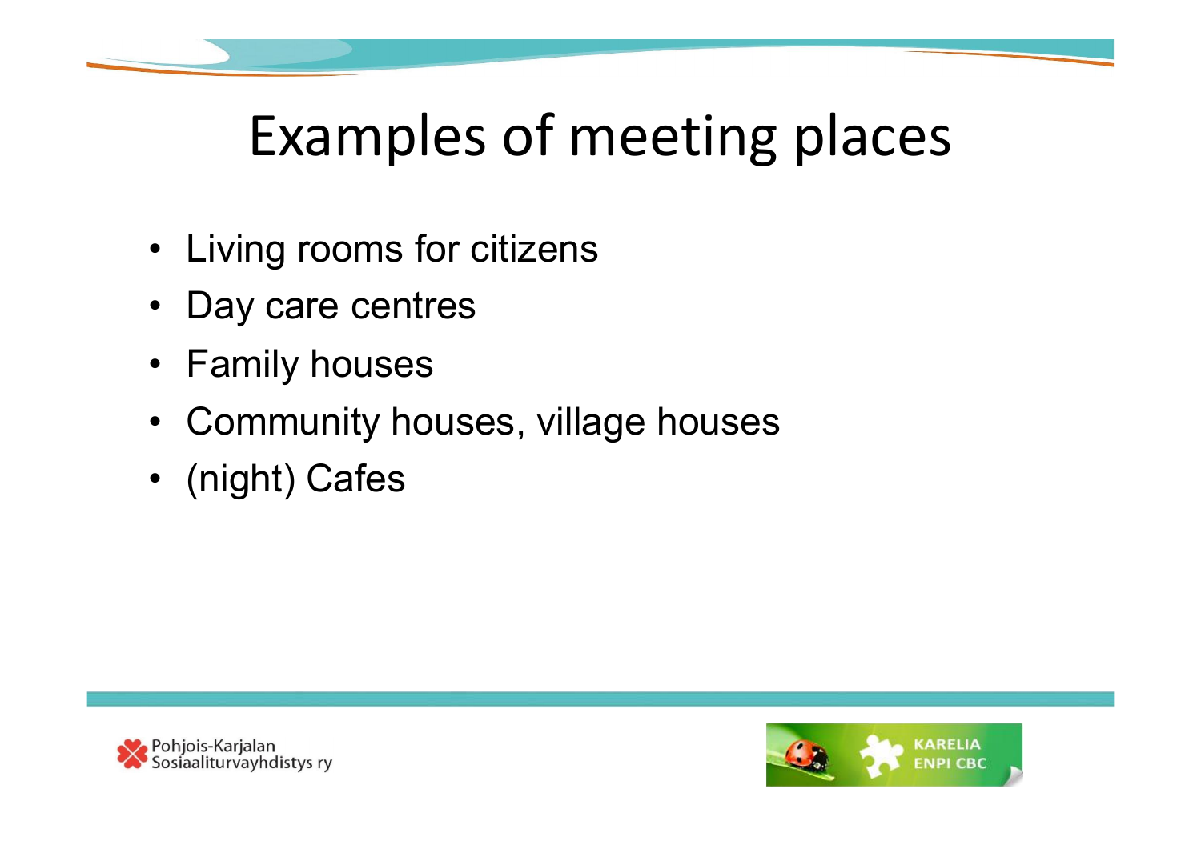# Examples of meeting places

- Living rooms for citizens
- Day care centres
- Family houses
- Community houses, village houses
- (night) Cafes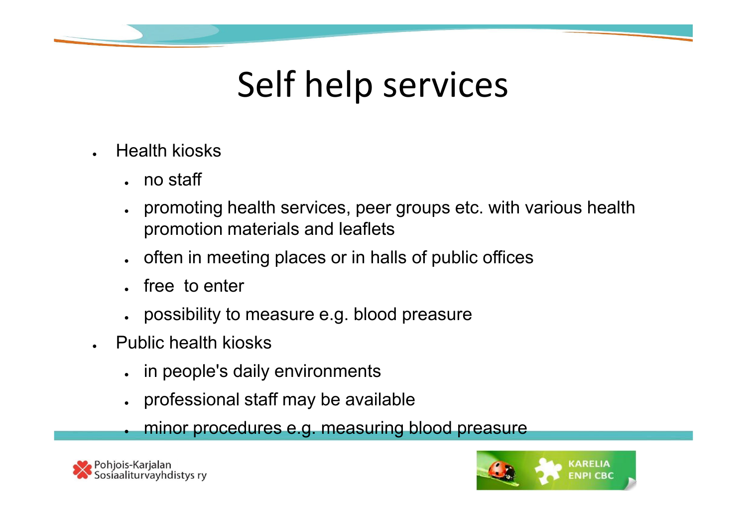# Self help services

- Health kiosks
  - no staff
  - promoting health services, peer groups etc. with various health promotion materials and leaflets
  - often in meeting places or in halls of public offices
  - free to enter
  - possibility to measure e.g. blood preasure
- Public health kiosks
  - in people's daily environments
  - professional staff may be available
  - minor procedures e.g. measuring blood preasure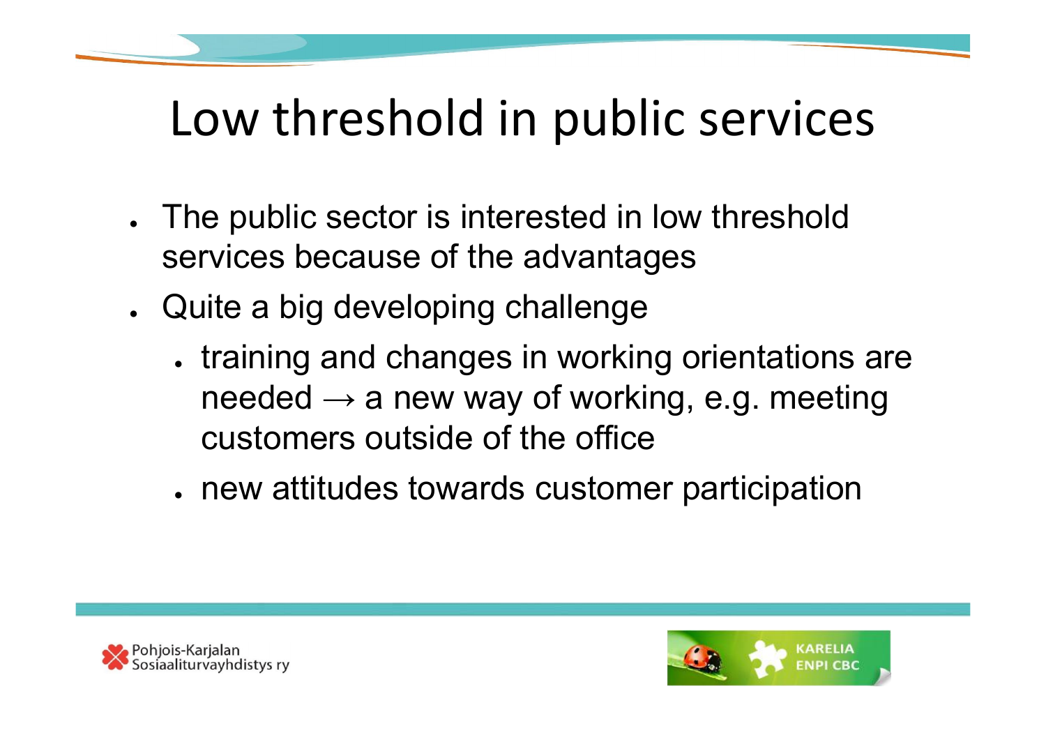# Low threshold in public services

- The public sector is interested in low threshold services because of the advantages
- Quite a big developing challenge
  - training and changes in working orientations are needed → a new way of working, e.g. meeting customers outside of the office
  - new attitudes towards customer participation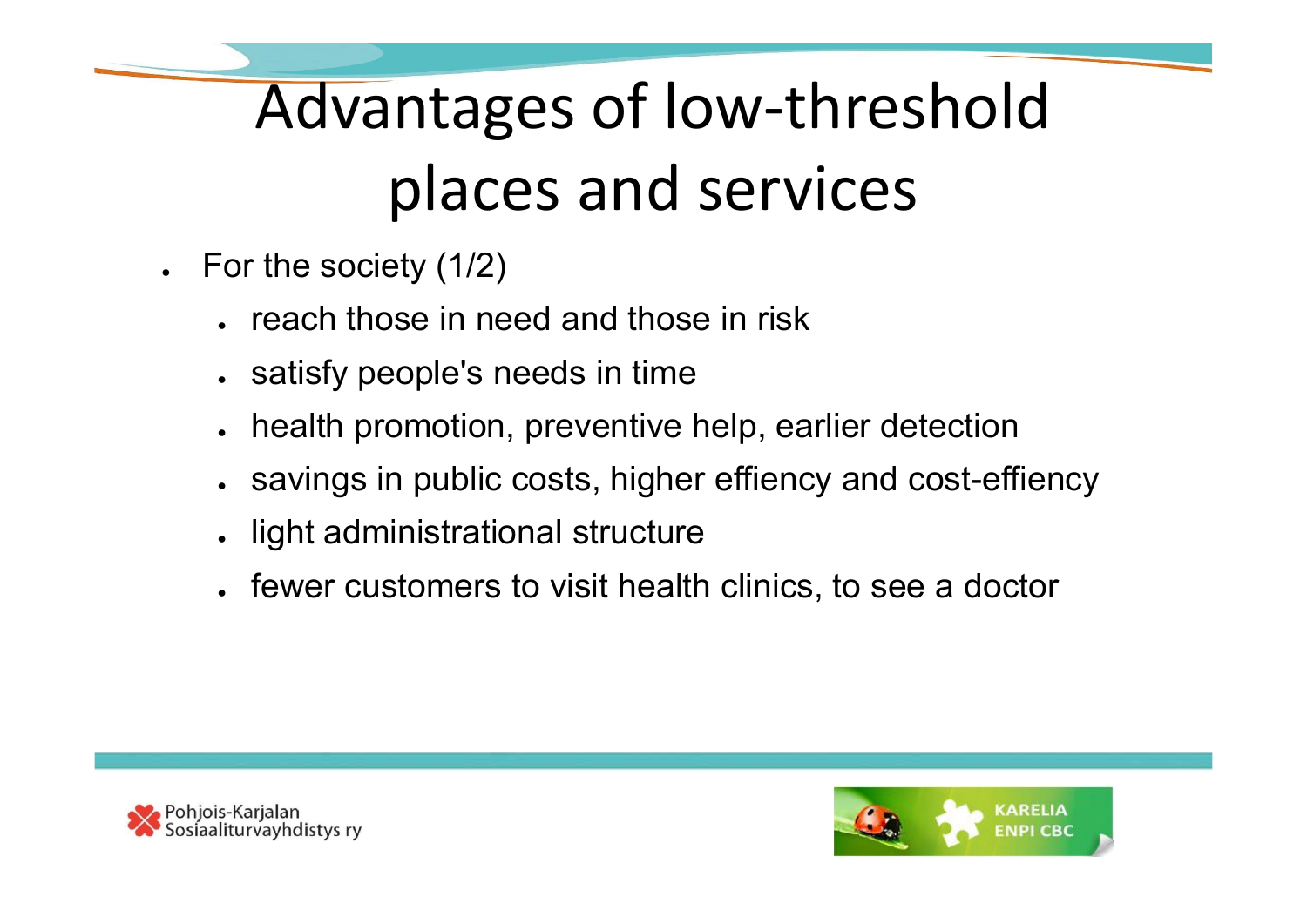# Advantages of low-threshold places and services

- For the society (1/2)
  - reach those in need and those in risk
  - satisfy people's needs in time
  - health promotion, preventive help, earlier detection
  - savings in public costs, higher effiency and cost-effiency
  - light administrational structure
  - fewer customers to visit health clinics, to see a doctor

Pohjois-Karjalan Sosiaaliturvayhdistys ry

KARELIA ENPI CBC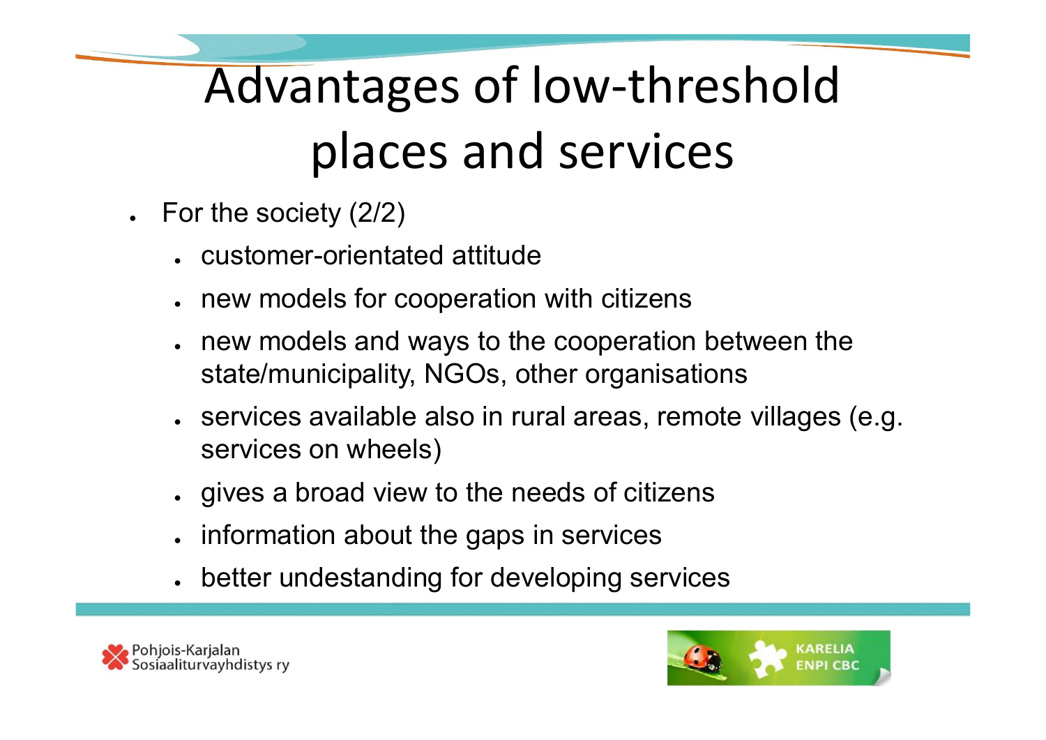# Advantages of low-threshold places and services

- For the society (2/2)
  - customer-orientated attitude
  - new models for cooperation with citizens
  - new models and ways to the cooperation between the state/municipality, NGOs, other organisations
  - services available also in rural areas, remote villages (e.g. services on wheels)
  - gives a broad view to the needs of citizens
  - information about the gaps in services
  - better undestanding for developing services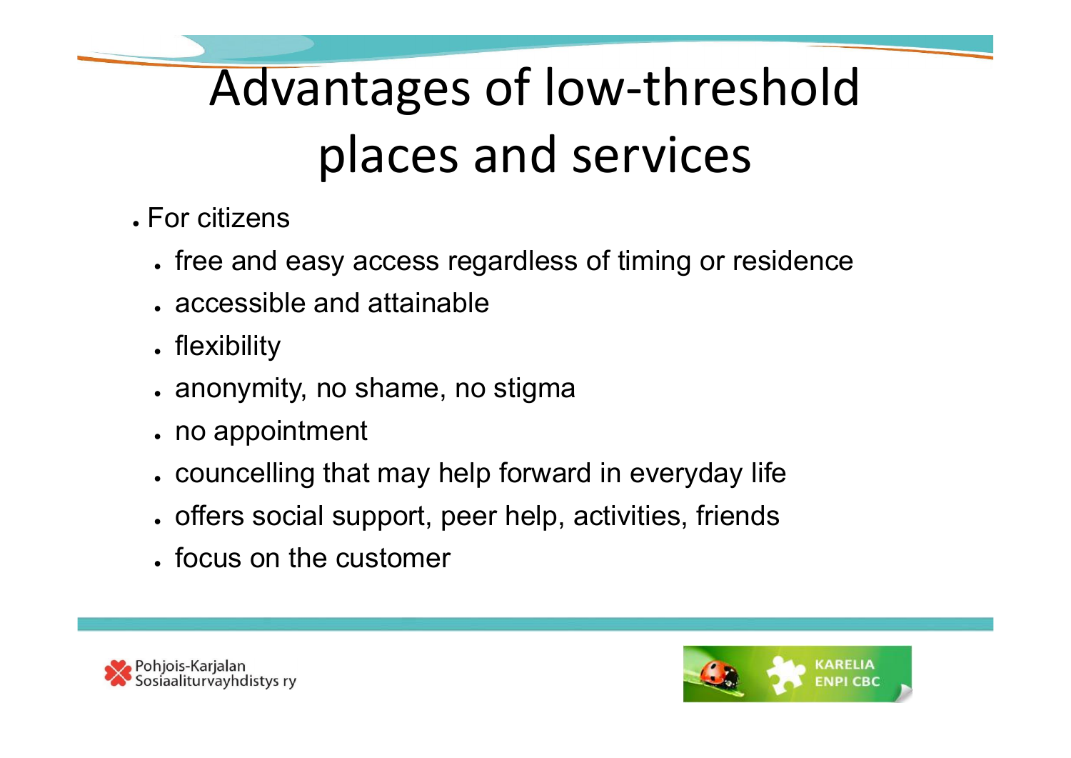# Advantages of low-threshold places and services

- For citizens
  - free and easy access regardless of timing or residence
  - accessible and attainable
  - flexibility
  - anonymity, no shame, no stigma
  - no appointment
  - councelling that may help forward in everyday life
  - offers social support, peer help, activities, friends
  - focus on the customer